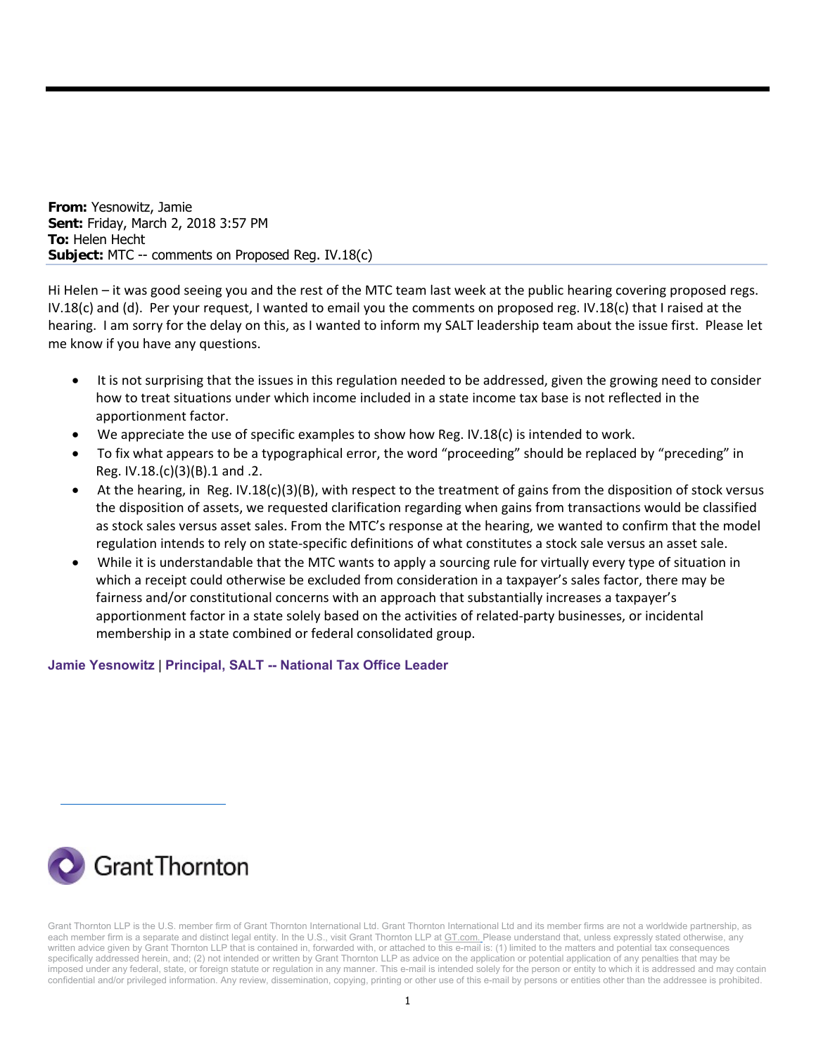**From:** Yesnowitz, Jamie
**Sent:** Friday, March 2, 2018 3:57 PM
**To:** Helen Hecht
**Subject:** MTC -- comments on Proposed Reg. IV.18(c)

Hi Helen – it was good seeing you and the rest of the MTC team last week at the public hearing covering proposed regs. IV.18(c) and (d). Per your request, I wanted to email you the comments on proposed reg. IV.18(c) that I raised at the hearing. I am sorry for the delay on this, as I wanted to inform my SALT leadership team about the issue first. Please let me know if you have any questions.

- It is not surprising that the issues in this regulation needed to be addressed, given the growing need to consider how to treat situations under which income included in a state income tax base is not reflected in the apportionment factor.
- We appreciate the use of specific examples to show how Reg. IV.18(c) is intended to work.
- To fix what appears to be a typographical error, the word "proceeding" should be replaced by "preceding" in Reg. IV.18.(c)(3)(B).1 and .2.
- At the hearing, in Reg. IV.18(c)(3)(B), with respect to the treatment of gains from the disposition of stock versus the disposition of assets, we requested clarification regarding when gains from transactions would be classified as stock sales versus asset sales. From the MTC's response at the hearing, we wanted to confirm that the model regulation intends to rely on state-specific definitions of what constitutes a stock sale versus an asset sale.
- While it is understandable that the MTC wants to apply a sourcing rule for virtually every type of situation in which a receipt could otherwise be excluded from consideration in a taxpayer's sales factor, there may be fairness and/or constitutional concerns with an approach that substantially increases a taxpayer's apportionment factor in a state solely based on the activities of related-party businesses, or incidental membership in a state combined or federal consolidated group.

**Jamie Yesnowitz** | **Principal, SALT -- National Tax Office Leader**

Grant Thornton

Grant Thornton LLP is the U.S. member firm of Grant Thornton International Ltd. Grant Thornton International Ltd and its member firms are not a worldwide partnership, as each member firm is a separate and distinct legal entity. In the U.S., visit Grant Thornton LLP at GT.com. Please understand that, unless expressly stated otherwise, any written advice given by Grant Thornton LLP that is contained in, forwarded with, or attached to this e-mail is: (1) limited to the matters and potential tax consequences specifically addressed herein, and; (2) not intended or written by Grant Thornton LLP as advice on the application or potential application of any penalties that may be imposed under any federal, state, or foreign statute or regulation in any manner. This e-mail is intended solely for the person or entity to which it is addressed and may contain confidential and/or privileged information. Any review, dissemination, copying, printing or other use of this e-mail by persons or entities other than the addressee is prohibited.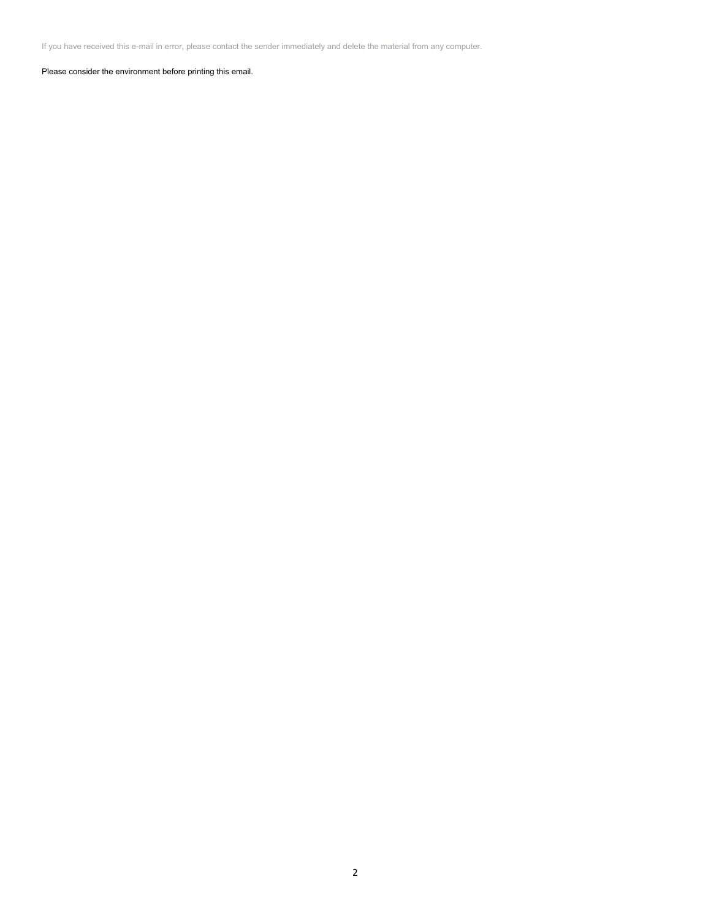If you have received this e-mail in error, please contact the sender immediately and delete the material from any computer.

Please consider the environment before printing this email.